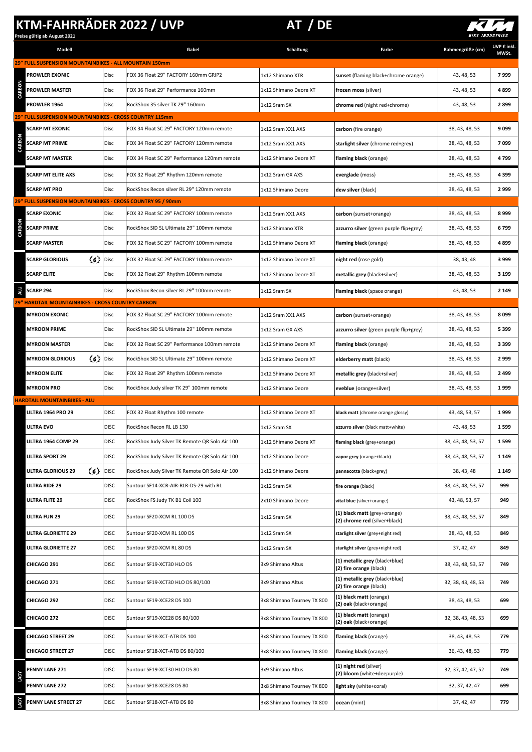# KTM-FAHRRÄDER 2022 / UVP

**Preise gültig ab August 2021**

# AT / DE

| | Modell | | Gabel | Schaltung | Farbe | Rahmengröße (cm) | UVP € inkl. MWSt. |
|---|---|---|---|---|---|---|---|
| **29" FULL SUSPENSION MOUNTAINBIKES - ALL MOUNTAIN 150mm** | | | | | | | |
| CARBON | **PROWLER EXONIC** | Disc | FOX 36 Float 29" FACTORY 160mm GRIP2 | 1x12 Shimano XTR | **sunset** (flaming black+chrome orange) | 43, 48, 53 | 7 999 |
| CARBON | **PROWLER MASTER** | Disc | FOX 36 Float 29" Performance 160mm | 1x12 Shimano Deore XT | **frozen moss** (silver) | 43, 48, 53 | 4 899 |
| | **PROWLER 1964** | Disc | RockShox 35 silver TK 29" 160mm | 1x12 Sram SX | **chrome red** (night red+chrome) | 43, 48, 53 | 2 899 |
| **29" FULL SUSPENSION MOUNTAINBIKES - CROSS COUNTRY 115mm** | | | | | | | |
| CARBON | **SCARP MT EXONIC** | Disc | FOX 34 Float SC 29" FACTORY 120mm remote | 1x12 Sram XX1 AXS | **carbon** (fire orange) | 38, 43, 48, 53 | 9 099 |
| CARBON | **SCARP MT PRIME** | Disc | FOX 34 Float SC 29" FACTORY 120mm remote | 1x12 Sram XX1 AXS | **starlight silver** (chrome red+grey) | 38, 43, 48, 53 | 7 099 |
| CARBON | **SCARP MT MASTER** | Disc | FOX 34 Float SC 29" Performance 120mm remote | 1x12 Shimano Deore XT | **flaming black** (orange) | 38, 43, 48, 53 | 4 799 |
| | **SCARP MT ELITE AXS** | Disc | FOX 32 Float 29" Rhythm 120mm remote | 1x12 Sram GX AXS | **everglade** (moss) | 38, 43, 48, 53 | 4 399 |
| | **SCARP MT PRO** | Disc | RockShox Recon silver RL 29" 120mm remote | 1x12 Shimano Deore | **dew silver** (black) | 38, 43, 48, 53 | 2 999 |
| **29" FULL SUSPENSION MOUNTAINBIKES - CROSS COUNTRY 95 / 90mm** | | | | | | | |
| CARBON | **SCARP EXONIC** | Disc | FOX 32 Float SC 29" FACTORY 100mm remote | 1x12 Sram XX1 AXS | **carbon** (sunset+orange) | 38, 43, 48, 53 | 8 999 |
| CARBON | **SCARP PRIME** | Disc | RockShox SID SL Ultimate 29" 100mm remote | 1x12 Shimano XTR | **azzurro silver** (green purple flip+grey) | 38, 43, 48, 53 | 6 799 |
| CARBON | **SCARP MASTER** | Disc | FOX 32 Float SC 29" FACTORY 100mm remote | 1x12 Shimano Deore XT | **flaming black** (orange) | 38, 43, 48, 53 | 4 899 |
| | **SCARP GLORIOUS** | Disc | FOX 32 Float SC 29" FACTORY 100mm remote | 1x12 Shimano Deore XT | **night red** (rose gold) | 38, 43, 48 | 3 999 |
| | **SCARP ELITE** | Disc | FOX 32 Float 29" Rhythm 100mm remote | 1x12 Shimano Deore XT | **metallic grey** (black+silver) | 38, 43, 48, 53 | 3 199 |
| ALU | **SCARP 294** | Disc | RockShox Recon silver RL 29" 100mm remote | 1x12 Sram SX | **flaming black** (space orange) | 43, 48, 53 | 2 149 |
| **29" HARDTAIL MOUNTAINBIKES - CROSS COUNTRY CARBON** | | | | | | | |
| | **MYROON EXONIC** | Disc | FOX 32 Float SC 29" FACTORY 100mm remote | 1x12 Sram XX1 AXS | **carbon** (sunset+orange) | 38, 43, 48, 53 | 8 099 |
| | **MYROON PRIME** | Disc | RockShox SID SL Ultimate 29" 100mm remote | 1x12 Sram GX AXS | **azzurro silver** (green purple flip+grey) | 38, 43, 48, 53 | 5 399 |
| | **MYROON MASTER** | Disc | FOX 32 Float SC 29" Performance 100mm remote | 1x12 Shimano Deore XT | **flaming black** (orange) | 38, 43, 48, 53 | 3 399 |
| | **MYROON GLORIOUS** | Disc | RockShox SID SL Ultimate 29" 100mm remote | 1x12 Shimano Deore XT | **elderberry matt** (black) | 38, 43, 48, 53 | 2 999 |
| | **MYROON ELITE** | Disc | FOX 32 Float 29" Rhythm 100mm remote | 1x12 Shimano Deore XT | **metallic grey** (black+silver) | 38, 43, 48, 53 | 2 499 |
| | **MYROON PRO** | Disc | RockShox Judy silver TK 29" 100mm remote | 1x12 Shimano Deore | **eveblue** (orange+silver) | 38, 43, 48, 53 | 1 999 |
| **HARDTAIL MOUNTAINBIKES - ALU** | | | | | | | |
| | **ULTRA 1964 PRO 29** | DISC | FOX 32 Float Rhythm 100 remote | 1x12 Shimano Deore XT | **black matt** (chrome orange glossy) | 43, 48, 53, 57 | 1 999 |
| | **ULTRA EVO** | DISC | RockShox Recon RL LB 130 | 1x12 Sram SX | **azzurro silver** (black matt+white) | 43, 48, 53 | 1 599 |
| | **ULTRA 1964 COMP 29** | DISC | RockShox Judy Silver TK Remote QR Solo Air 100 | 1x12 Shimano Deore XT | **flaming black** (grey+orange) | 38, 43, 48, 53, 57 | 1 599 |
| | **ULTRA SPORT 29** | DISC | RockShox Judy Silver TK Remote QR Solo Air 100 | 1x12 Shimano Deore | **vapor grey** (orange+black) | 38, 43, 48, 53, 57 | 1 149 |
| | **ULTRA GLORIOUS 29** | DISC | RockShox Judy Silver TK Remote QR Solo Air 100 | 1x12 Shimano Deore | **pannacotta** (black+grey) | 38, 43, 48 | 1 149 |
| | **ULTRA RIDE 29** | DISC | Suntour SF14-XCR-AIR-RLR-DS-29 with RL | 1x12 Sram SX | **fire orange** (black) | 38, 43, 48, 53, 57 | 999 |
| | **ULTRA FLITE 29** | DISC | RockShox FS Judy TK B1 Coil 100 | 2x10 Shimano Deore | **vital blue** (silver+orange) | 43, 48, 53, 57 | 949 |
| | **ULTRA FUN 29** | DISC | Suntour SF20-XCM RL 100 DS | 1x12 Sram SX | **(1) black matt** (grey+orange) **(2) chrome red** (silver+black) | 38, 43, 48, 53, 57 | 849 |
| | **ULTRA GLORIETTE 29** | DISC | Suntour SF20-XCM RL 100 DS | 1x12 Sram SX | **starlight silver** (grey+night red) | 38, 43, 48, 53 | 849 |
| | **ULTRA GLORIETTE 27** | DISC | Suntour SF20-XCM RL 80 DS | 1x12 Sram SX | **starlight silver** (grey+night red) | 37, 42, 47 | 849 |
| | **CHICAGO 291** | DISC | Suntour SF19-XCT30 HLO DS | 3x9 Shimano Altus | **(1) metallic grey** (black+blue) **(2) fire orange** (black) | 38, 43, 48, 53, 57 | 749 |
| | **CHICAGO 271** | DISC | Suntour SF19-XCT30 HLO DS 80/100 | 3x9 Shimano Altus | **(1) metallic grey** (black+blue) **(2) fire orange** (black) | 32, 38, 43, 48, 53 | 749 |
| | **CHICAGO 292** | DISC | Suntour SF19-XCE28 DS 100 | 3x8 Shimano Tourney TX 800 | **(1) black matt** (orange) **(2) oak** (black+orange) | 38, 43, 48, 53 | 699 |
| | **CHICAGO 272** | DISC | Suntour SF19-XCE28 DS 80/100 | 3x8 Shimano Tourney TX 800 | **(1) black matt** (orange) **(2) oak** (black+orange) | 32, 38, 43, 48, 53 | 699 |
| | **CHICAGO STREET 29** | DISC | Suntour SF18-XCT-ATB DS 100 | 3x8 Shimano Tourney TX 800 | **flaming black** (orange) | 38, 43, 48, 53 | 779 |
| | **CHICAGO STREET 27** | DISC | Suntour SF18-XCT-ATB DS 80/100 | 3x8 Shimano Tourney TX 800 | **flaming black** (orange) | 36, 43, 48, 53 | 779 |
| LADY | **PENNY LANE 271** | DISC | Suntour SF19-XCT30 HLO DS 80 | 3x9 Shimano Altus | **(1) night red** (silver) **(2) bloom** (white+deepurple) | 32, 37, 42, 47, 52 | 749 |
| LADY | **PENNY LANE 272** | DISC | Suntour SF18-XCE28 DS 80 | 3x8 Shimano Tourney TX 800 | **light sky** (white+coral) | 32, 37, 42, 47 | 699 |
| LADY | **PENNY LANE STREET 27** | DISC | Suntour SF18-XCT-ATB DS 80 | 3x8 Shimano Tourney TX 800 | **ocean** (mint) | 37, 42, 47 | 779 |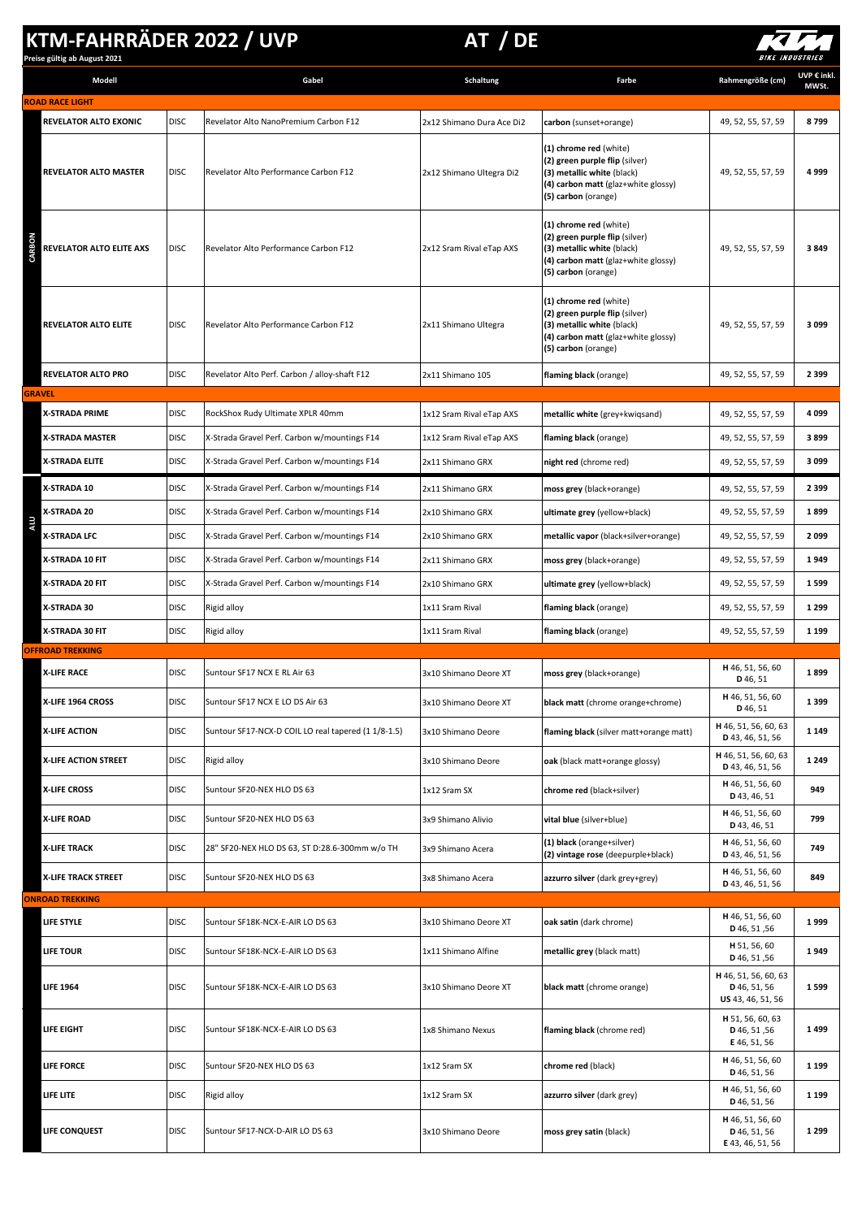# KTM-FAHRRÄDER 2022 / UVP

**Preise gültig ab August 2021**

**AT / DE**

| | Modell | | Gabel | Schaltung | Farbe | Rahmengröße (cm) | UVP € inkl. MWSt. |
|---|---|---|---|---|---|---|---|
| **ROAD RACE LIGHT** | | | | | | | |
| CARBON | **REVELATOR ALTO EXONIC** | DISC | Revelator Alto NanoPremium Carbon F12 | 2x12 Shimano Dura Ace Di2 | **carbon** (sunset+orange) | 49, 52, 55, 57, 59 | **8 799** |
| | **REVELATOR ALTO MASTER** | DISC | Revelator Alto Performance Carbon F12 | 2x12 Shimano Ultegra Di2 | **(1) chrome red** (white)<br>**(2) green purple flip** (silver)<br>**(3) metallic white** (black)<br>**(4) carbon matt** (glaz+white glossy)<br>**(5) carbon** (orange) | 49, 52, 55, 57, 59 | **4 999** |
| | **REVELATOR ALTO ELITE AXS** | DISC | Revelator Alto Performance Carbon F12 | 2x12 Sram Rival eTap AXS | **(1) chrome red** (white)<br>**(2) green purple flip** (silver)<br>**(3) metallic white** (black)<br>**(4) carbon matt** (glaz+white glossy)<br>**(5) carbon** (orange) | 49, 52, 55, 57, 59 | **3 849** |
| | **REVELATOR ALTO ELITE** | DISC | Revelator Alto Performance Carbon F12 | 2x11 Shimano Ultegra | **(1) chrome red** (white)<br>**(2) green purple flip** (silver)<br>**(3) metallic white** (black)<br>**(4) carbon matt** (glaz+white glossy)<br>**(5) carbon** (orange) | 49, 52, 55, 57, 59 | **3 099** |
| | **REVELATOR ALTO PRO** | DISC | Revelator Alto Perf. Carbon / alloy-shaft F12 | 2x11 Shimano 105 | **flaming black** (orange) | 49, 52, 55, 57, 59 | **2 399** |
| **GRAVEL** | | | | | | | |
| | **X-STRADA PRIME** | DISC | RockShox Rudy Ultimate XPLR 40mm | 1x12 Sram Rival eTap AXS | **metallic white** (grey+kwiqsand) | 49, 52, 55, 57, 59 | **4 099** |
| | **X-STRADA MASTER** | DISC | X-Strada Gravel Perf. Carbon w/mountings F14 | 1x12 Sram Rival eTap AXS | **flaming black** (orange) | 49, 52, 55, 57, 59 | **3 899** |
| | **X-STRADA ELITE** | DISC | X-Strada Gravel Perf. Carbon w/mountings F14 | 2x11 Shimano GRX | **night red** (chrome red) | 49, 52, 55, 57, 59 | **3 099** |
| ALU | **X-STRADA 10** | DISC | X-Strada Gravel Perf. Carbon w/mountings F14 | 2x11 Shimano GRX | **moss grey** (black+orange) | 49, 52, 55, 57, 59 | **2 399** |
| | **X-STRADA 20** | DISC | X-Strada Gravel Perf. Carbon w/mountings F14 | 2x10 Shimano GRX | **ultimate grey** (yellow+black) | 49, 52, 55, 57, 59 | **1 899** |
| | **X-STRADA LFC** | DISC | X-Strada Gravel Perf. Carbon w/mountings F14 | 2x10 Shimano GRX | **metallic vapor** (black+silver+orange) | 49, 52, 55, 57, 59 | **2 099** |
| | **X-STRADA 10 FIT** | DISC | X-Strada Gravel Perf. Carbon w/mountings F14 | 2x11 Shimano GRX | **moss grey** (black+orange) | 49, 52, 55, 57, 59 | **1 949** |
| | **X-STRADA 20 FIT** | DISC | X-Strada Gravel Perf. Carbon w/mountings F14 | 2x10 Shimano GRX | **ultimate grey** (yellow+black) | 49, 52, 55, 57, 59 | **1 599** |
| | **X-STRADA 30** | DISC | Rigid alloy | 1x11 Sram Rival | **flaming black** (orange) | 49, 52, 55, 57, 59 | **1 299** |
| | **X-STRADA 30 FIT** | DISC | Rigid alloy | 1x11 Sram Rival | **flaming black** (orange) | 49, 52, 55, 57, 59 | **1 199** |
| **OFFROAD TREKKING** | | | | | | | |
| | **X-LIFE RACE** | DISC | Suntour SF17 NCX E RL Air 63 | 3x10 Shimano Deore XT | **moss grey** (black+orange) | **H** 46, 51, 56, 60<br>**D** 46, 51 | **1 899** |
| | **X-LIFE 1964 CROSS** | DISC | Suntour SF17 NCX E LO DS Air 63 | 3x10 Shimano Deore XT | **black matt** (chrome orange+chrome) | **H** 46, 51, 56, 60<br>**D** 46, 51 | **1 399** |
| | **X-LIFE ACTION** | DISC | Suntour SF17-NCX-D COIL LO real tapered (1 1/8-1.5) | 3x10 Shimano Deore | **flaming black** (silver matt+orange matt) | **H** 46, 51, 56, 60, 63<br>**D** 43, 46, 51, 56 | **1 149** |
| | **X-LIFE ACTION STREET** | DISC | Rigid alloy | 3x10 Shimano Deore | **oak** (black matt+orange glossy) | **H** 46, 51, 56, 60, 63<br>**D** 43, 46, 51, 56 | **1 249** |
| | **X-LIFE CROSS** | DISC | Suntour SF20-NEX HLO DS 63 | 1x12 Sram SX | **chrome red** (black+silver) | **H** 46, 51, 56, 60<br>**D** 43, 46, 51 | **949** |
| | **X-LIFE ROAD** | DISC | Suntour SF20-NEX HLO DS 63 | 3x9 Shimano Alivio | **vital blue** (silver+blue) | **H** 46, 51, 56, 60<br>**D** 43, 46, 51 | **799** |
| | **X-LIFE TRACK** | DISC | 28" SF20-NEX HLO DS 63, ST D:28.6-300mm w/o TH | 3x9 Shimano Acera | **(1) black** (orange+silver)<br>**(2) vintage rose** (deepurple+black) | **H** 46, 51, 56, 60<br>**D** 43, 46, 51, 56 | **749** |
| | **X-LIFE TRACK STREET** | DISC | Suntour SF20-NEX HLO DS 63 | 3x8 Shimano Acera | **azzurro silver** (dark grey+grey) | **H** 46, 51, 56, 60<br>**D** 43, 46, 51, 56 | **849** |
| **ONROAD TREKKING** | | | | | | | |
| | **LIFE STYLE** | DISC | Suntour SF18K-NCX-E-AIR LO DS 63 | 3x10 Shimano Deore XT | **oak satin** (dark chrome) | **H** 46, 51, 56, 60<br>**D** 46, 51 ,56 | **1 999** |
| | **LIFE TOUR** | DISC | Suntour SF18K-NCX-E-AIR LO DS 63 | 1x11 Shimano Alfine | **metallic grey** (black matt) | **H** 51, 56, 60<br>**D** 46, 51 ,56 | **1 949** |
| | **LIFE 1964** | DISC | Suntour SF18K-NCX-E-AIR LO DS 63 | 3x10 Shimano Deore XT | **black matt** (chrome orange) | **H** 46, 51, 56, 60, 63<br>**D** 46, 51, 56<br>**US** 43, 46, 51, 56 | **1 599** |
| | **LIFE EIGHT** | DISC | Suntour SF18K-NCX-E-AIR LO DS 63 | 1x8 Shimano Nexus | **flaming black** (chrome red) | **H** 51, 56, 60, 63<br>**D** 46, 51 ,56<br>**E** 46, 51, 56 | **1 499** |
| | **LIFE FORCE** | DISC | Suntour SF20-NEX HLO DS 63 | 1x12 Sram SX | **chrome red** (black) | **H** 46, 51, 56, 60<br>**D** 46, 51, 56 | **1 199** |
| | **LIFE LITE** | DISC | Rigid alloy | 1x12 Sram SX | **azzurro silver** (dark grey) | **H** 46, 51, 56, 60<br>**D** 46, 51, 56 | **1 199** |
| | **LIFE CONQUEST** | DISC | Suntour SF17-NCX-D-AIR LO DS 63 | 3x10 Shimano Deore | **moss grey satin** (black) | **H** 46, 51, 56, 60<br>**D** 46, 51, 56<br>**E** 43, 46, 51, 56 | **1 299** |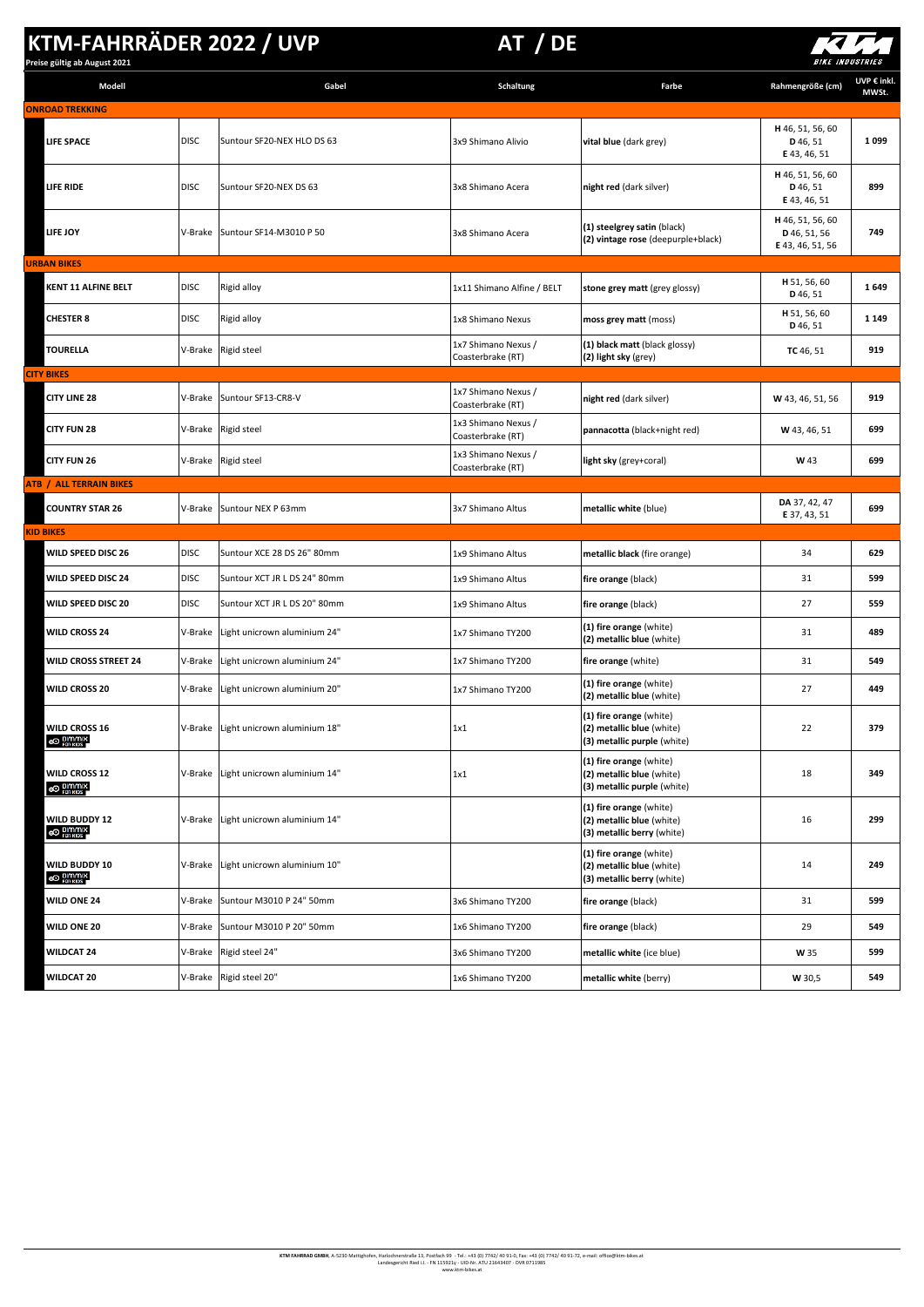# KTM-FAHRRÄDER 2022 / UVP

**Preise gültig ab August 2021**

# AT / DE

| Modell | | Gabel | Schaltung | Farbe | Rahmengröße (cm) | UVP € inkl. MWSt. |
|---|---|---|---|---|---|---|
| **ONROAD TREKKING** | | | | | | |
| **LIFE SPACE** | DISC | Suntour SF20-NEX HLO DS 63 | 3x9 Shimano Alivio | **vital blue** (dark grey) | **H** 46, 51, 56, 60 **D** 46, 51 **E** 43, 46, 51 | **1 099** |
| **LIFE RIDE** | DISC | Suntour SF20-NEX DS 63 | 3x8 Shimano Acera | **night red** (dark silver) | **H** 46, 51, 56, 60 **D** 46, 51 **E** 43, 46, 51 | **899** |
| **LIFE JOY** | V-Brake | Suntour SF14-M3010 P 50 | 3x8 Shimano Acera | **(1) steelgrey satin** (black) **(2) vintage rose** (deepurple+black) | **H** 46, 51, 56, 60 **D** 46, 51, 56 **E** 43, 46, 51, 56 | **749** |
| **URBAN BIKES** | | | | | | |
| **KENT 11 ALFINE BELT** | DISC | Rigid alloy | 1x11 Shimano Alfine / BELT | **stone grey matt** (grey glossy) | **H** 51, 56, 60 **D** 46, 51 | **1 649** |
| **CHESTER 8** | DISC | Rigid alloy | 1x8 Shimano Nexus | **moss grey matt** (moss) | **H** 51, 56, 60 **D** 46, 51 | **1 149** |
| **TOURELLA** | V-Brake | Rigid steel | 1x7 Shimano Nexus / Coasterbrake (RT) | **(1) black matt** (black glossy) **(2) light sky** (grey) | **TC** 46, 51 | **919** |
| **CITY BIKES** | | | | | | |
| **CITY LINE 28** | V-Brake | Suntour SF13-CR8-V | 1x7 Shimano Nexus / Coasterbrake (RT) | **night red** (dark silver) | **W** 43, 46, 51, 56 | **919** |
| **CITY FUN 28** | V-Brake | Rigid steel | 1x3 Shimano Nexus / Coasterbrake (RT) | **pannacotta** (black+night red) | **W** 43, 46, 51 | **699** |
| **CITY FUN 26** | V-Brake | Rigid steel | 1x3 Shimano Nexus / Coasterbrake (RT) | **light sky** (grey+coral) | **W** 43 | **699** |
| **ATB / ALL TERRAIN BIKES** | | | | | | |
| **COUNTRY STAR 26** | V-Brake | Suntour NEX P 63mm | 3x7 Shimano Altus | **metallic white** (blue) | **DA** 37, 42, 47 **E** 37, 43, 51 | **699** |
| **KID BIKES** | | | | | | |
| **WILD SPEED DISC 26** | DISC | Suntour XCE 28 DS 26" 80mm | 1x9 Shimano Altus | **metallic black** (fire orange) | 34 | **629** |
| **WILD SPEED DISC 24** | DISC | Suntour XCT JR L DS 24" 80mm | 1x9 Shimano Altus | **fire orange** (black) | 31 | **599** |
| **WILD SPEED DISC 20** | DISC | Suntour XCT JR L DS 20" 80mm | 1x9 Shimano Altus | **fire orange** (black) | 27 | **559** |
| **WILD CROSS 24** | V-Brake | Light unicrown aluminium 24" | 1x7 Shimano TY200 | **(1) fire orange** (white) **(2) metallic blue** (white) | 31 | **489** |
| **WILD CROSS STREET 24** | V-Brake | Light unicrown aluminium 24" | 1x7 Shimano TY200 | **fire orange** (white) | 31 | **549** |
| **WILD CROSS 20** | V-Brake | Light unicrown aluminium 20" | 1x7 Shimano TY200 | **(1) fire orange** (white) **(2) metallic blue** (white) | 27 | **449** |
| **WILD CROSS 16** DIMMIX FOR KIDS | V-Brake | Light unicrown aluminium 18" | 1x1 | **(1) fire orange** (white) **(2) metallic blue** (white) **(3) metallic purple** (white) | 22 | **379** |
| **WILD CROSS 12** DIMMIX FOR KIDS | V-Brake | Light unicrown aluminium 14" | 1x1 | **(1) fire orange** (white) **(2) metallic blue** (white) **(3) metallic purple** (white) | 18 | **349** |
| **WILD BUDDY 12** DIMMIX FOR KIDS | V-Brake | Light unicrown aluminium 14" | | **(1) fire orange** (white) **(2) metallic blue** (white) **(3) metallic berry** (white) | 16 | **299** |
| **WILD BUDDY 10** DIMMIX FOR KIDS | V-Brake | Light unicrown aluminium 10" | | **(1) fire orange** (white) **(2) metallic blue** (white) **(3) metallic berry** (white) | 14 | **249** |
| **WILD ONE 24** | V-Brake | Suntour M3010 P 24" 50mm | 3x6 Shimano TY200 | **fire orange** (black) | 31 | **599** |
| **WILD ONE 20** | V-Brake | Suntour M3010 P 20" 50mm | 1x6 Shimano TY200 | **fire orange** (black) | 29 | **549** |
| **WILDCAT 24** | V-Brake | Rigid steel 24" | 3x6 Shimano TY200 | **metallic white** (ice blue) | **W** 35 | **599** |
| **WILDCAT 20** | V-Brake | Rigid steel 20" | 1x6 Shimano TY200 | **metallic white** (berry) | **W** 30,5 | **549** |

**KTM FAHRRAD GMBH**, A-5230 Mattighofen, Harlochnerstraße 13, Postfach 99 - Tel.: +43 (0) 7742/ 40 91-0, Fax: +43 (0) 7742/ 40 91-72, e-mail: office@ktm-bikes.at
Landesgericht Ried i.I. - FN 115921y - UID-Nr. ATU 21643407 - DVR 0711985
www.ktm-bikes.at